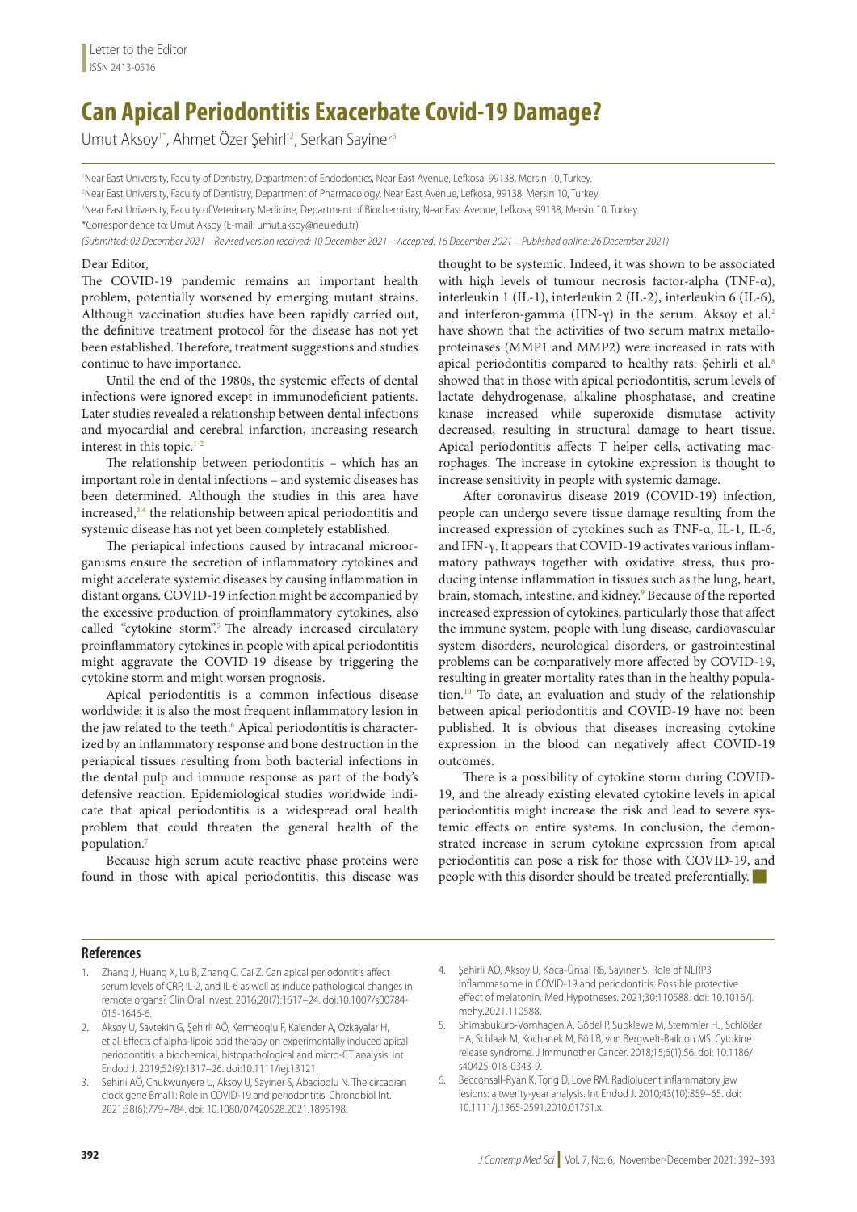Letter to the Editor
ISSN 2413-0516

# Can Apical Periodontitis Exacerbate Covid-19 Damage?

Umut Aksoy[1*], Ahmet Özer Şehirli[2], Serkan Sayiner[3]

[1]Near East University, Faculty of Dentistry, Department of Endodontics, Near East Avenue, Lefkosa, 99138, Mersin 10, Turkey.
[2]Near East University, Faculty of Dentistry, Department of Pharmacology, Near East Avenue, Lefkosa, 99138, Mersin 10, Turkey.
[3]Near East University, Faculty of Veterinary Medicine, Department of Biochemistry, Near East Avenue, Lefkosa, 99138, Mersin 10, Turkey.
*Correspondence to: Umut Aksoy (E-mail: umut.aksoy@neu.edu.tr)

*(Submitted: 02 December 2021 – Revised version received: 10 December 2021 – Accepted: 16 December 2021 – Published online: 26 December 2021)*

Dear Editor,

The COVID-19 pandemic remains an important health problem, potentially worsened by emerging mutant strains. Although vaccination studies have been rapidly carried out, the definitive treatment protocol for the disease has not yet been established. Therefore, treatment suggestions and studies continue to have importance.

Until the end of the 1980s, the systemic effects of dental infections were ignored except in immunodeficient patients. Later studies revealed a relationship between dental infections and myocardial and cerebral infarction, increasing research interest in this topic.[1–2]

The relationship between periodontitis – which has an important role in dental infections – and systemic diseases has been determined. Although the studies in this area have increased,[3,4] the relationship between apical periodontitis and systemic disease has not yet been completely established.

The periapical infections caused by intracanal microorganisms ensure the secretion of inflammatory cytokines and might accelerate systemic diseases by causing inflammation in distant organs. COVID-19 infection might be accompanied by the excessive production of proinflammatory cytokines, also called "cytokine storm".[5] The already increased circulatory proinflammatory cytokines in people with apical periodontitis might aggravate the COVID-19 disease by triggering the cytokine storm and might worsen prognosis.

Apical periodontitis is a common infectious disease worldwide; it is also the most frequent inflammatory lesion in the jaw related to the teeth.[6] Apical periodontitis is characterized by an inflammatory response and bone destruction in the periapical tissues resulting from both bacterial infections in the dental pulp and immune response as part of the body's defensive reaction. Epidemiological studies worldwide indicate that apical periodontitis is a widespread oral health problem that could threaten the general health of the population.[7]

Because high serum acute reactive phase proteins were found in those with apical periodontitis, this disease was thought to be systemic. Indeed, it was shown to be associated with high levels of tumour necrosis factor-alpha (TNF-α), interleukin 1 (IL-1), interleukin 2 (IL-2), interleukin 6 (IL-6), and interferon-gamma (IFN-γ) in the serum. Aksoy et al.[2] have shown that the activities of two serum matrix metalloproteinases (MMP1 and MMP2) were increased in rats with apical periodontitis compared to healthy rats. Şehirli et al.[8] showed that in those with apical periodontitis, serum levels of lactate dehydrogenase, alkaline phosphatase, and creatine kinase increased while superoxide dismutase activity decreased, resulting in structural damage to heart tissue. Apical periodontitis affects T helper cells, activating macrophages. The increase in cytokine expression is thought to increase sensitivity in people with systemic damage.

After coronavirus disease 2019 (COVID-19) infection, people can undergo severe tissue damage resulting from the increased expression of cytokines such as TNF-α, IL-1, IL-6, and IFN-γ. It appears that COVID-19 activates various inflammatory pathways together with oxidative stress, thus producing intense inflammation in tissues such as the lung, heart, brain, stomach, intestine, and kidney.[9] Because of the reported increased expression of cytokines, particularly those that affect the immune system, people with lung disease, cardiovascular system disorders, neurological disorders, or gastrointestinal problems can be comparatively more affected by COVID-19, resulting in greater mortality rates than in the healthy population.[10] To date, an evaluation and study of the relationship between apical periodontitis and COVID-19 have not been published. It is obvious that diseases increasing cytokine expression in the blood can negatively affect COVID-19 outcomes.

There is a possibility of cytokine storm during COVID-19, and the already existing elevated cytokine levels in apical periodontitis might increase the risk and lead to severe systemic effects on entire systems. In conclusion, the demonstrated increase in serum cytokine expression from apical periodontitis can pose a risk for those with COVID-19, and people with this disorder should be treated preferentially.

## References

1. Zhang J, Huang X, Lu B, Zhang C, Cai Z. Can apical periodontitis affect serum levels of CRP, IL-2, and IL-6 as well as induce pathological changes in remote organs? Clin Oral Invest. 2016;20(7):1617–24. doi:10.1007/s00784-015-1646-6.
2. Aksoy U, Savtekin G, Şehirli AÖ, Kermeoglu F, Kalender A, Ozkayalar H, et al. Effects of alpha-lipoic acid therapy on experimentally induced apical periodontitis: a biochemical, histopathological and micro-CT analysis. Int Endod J. 2019;52(9):1317–26. doi:10.1111/iej.13121
3. Sehirli AÖ, Chukwunyere U, Aksoy U, Sayiner S, Abacioglu N. The circadian clock gene Bmal1: Role in COVID-19 and periodontitis. Chronobiol Int. 2021;38(6):779–784. doi: 10.1080/07420528.2021.1895198.
4. Şehirli AÖ, Aksoy U, Koca-Ünsal RB, Sayıner S. Role of NLRP3 inflammasome in COVID-19 and periodontitis: Possible protective effect of melatonin. Med Hypotheses. 2021;30:110588. doi: 10.1016/j.mehy.2021.110588.
5. Shimabukuro-Vornhagen A, Gödel P, Subklewe M, Stemmler HJ, Schlößer HA, Schlaak M, Kochanek M, Böll B, von Bergwelt-Baildon MS. Cytokine release syndrome. J Immunother Cancer. 2018;15;6(1):56. doi: 10.1186/s40425-018-0343-9.
6. Becconsall-Ryan K, Tong D, Love RM. Radiolucent inflammatory jaw lesions: a twenty-year analysis. Int Endod J. 2010;43(10):859–65. doi: 10.1111/j.1365-2591.2010.01751.x.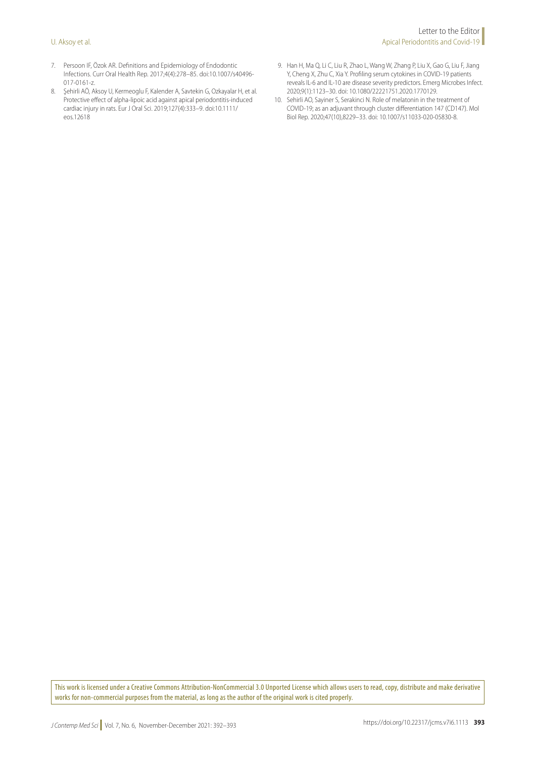7. Persoon IF, Özok AR. Definitions and Epidemiology of Endodontic Infections. Curr Oral Health Rep. 2017;4(4):278–85. doi:10.1007/s40496-017-0161-z.
8. Şehirli AÖ, Aksoy U, Kermeoglu F, Kalender A, Savtekin G, Ozkayalar H, et al. Protective effect of alpha-lipoic acid against apical periodontitis-induced cardiac injury in rats. Eur J Oral Sci. 2019;127(4):333–9. doi:10.1111/eos.12618
9. Han H, Ma Q, Li C, Liu R, Zhao L, Wang W, Zhang P, Liu X, Gao G, Liu F, Jiang Y, Cheng X, Zhu C, Xia Y. Profiling serum cytokines in COVID-19 patients reveals IL-6 and IL-10 are disease severity predictors. Emerg Microbes Infect. 2020;9(1):1123–30. doi: 10.1080/22221751.2020.1770129.
10. Sehirli AO, Sayiner S, Serakinci N. Role of melatonin in the treatment of COVID-19; as an adjuvant through cluster differentiation 147 (CD147). Mol Biol Rep. 2020;47(10),8229–33. doi: 10.1007/s11033-020-05830-8.

This work is licensed under a Creative Commons Attribution-NonCommercial 3.0 Unported License which allows users to read, copy, distribute and make derivative works for non-commercial purposes from the material, as long as the author of the original work is cited properly.